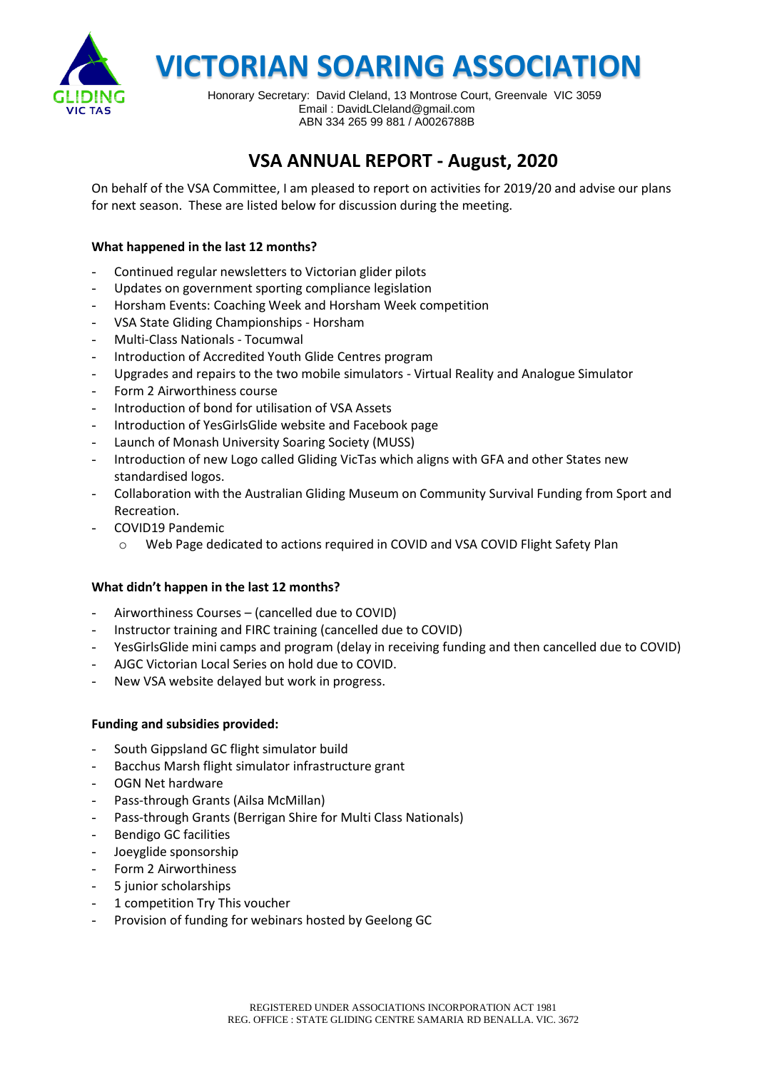# VICTORIAN SOARING ASSOCIATION

Honorary Secretary: David Cleland, 13 Montrose Court, Greenvale VIC 3059
Email : DavidLCleland@gmail.com
ABN 334 265 99 881 / A0026788B

## VSA ANNUAL REPORT - August, 2020

On behalf of the VSA Committee, I am pleased to report on activities for 2019/20 and advise our plans for next season. These are listed below for discussion during the meeting.

**What happened in the last 12 months?**

- Continued regular newsletters to Victorian glider pilots
- Updates on government sporting compliance legislation
- Horsham Events: Coaching Week and Horsham Week competition
- VSA State Gliding Championships - Horsham
- Multi-Class Nationals - Tocumwal
- Introduction of Accredited Youth Glide Centres program
- Upgrades and repairs to the two mobile simulators - Virtual Reality and Analogue Simulator
- Form 2 Airworthiness course
- Introduction of bond for utilisation of VSA Assets
- Introduction of YesGirlsGlide website and Facebook page
- Launch of Monash University Soaring Society (MUSS)
- Introduction of new Logo called Gliding VicTas which aligns with GFA and other States new standardised logos.
- Collaboration with the Australian Gliding Museum on Community Survival Funding from Sport and Recreation.
- COVID19 Pandemic
  - Web Page dedicated to actions required in COVID and VSA COVID Flight Safety Plan

**What didn't happen in the last 12 months?**

- Airworthiness Courses – (cancelled due to COVID)
- Instructor training and FIRC training (cancelled due to COVID)
- YesGirlsGlide mini camps and program (delay in receiving funding and then cancelled due to COVID)
- AJGC Victorian Local Series on hold due to COVID.
- New VSA website delayed but work in progress.

**Funding and subsidies provided:**

- South Gippsland GC flight simulator build
- Bacchus Marsh flight simulator infrastructure grant
- OGN Net hardware
- Pass-through Grants (Ailsa McMillan)
- Pass-through Grants (Berrigan Shire for Multi Class Nationals)
- Bendigo GC facilities
- Joeyglide sponsorship
- Form 2 Airworthiness
- 5 junior scholarships
- 1 competition Try This voucher
- Provision of funding for webinars hosted by Geelong GC

REGISTERED UNDER ASSOCIATIONS INCORPORATION ACT 1981
REG. OFFICE : STATE GLIDING CENTRE SAMARIA RD BENALLA. VIC. 3672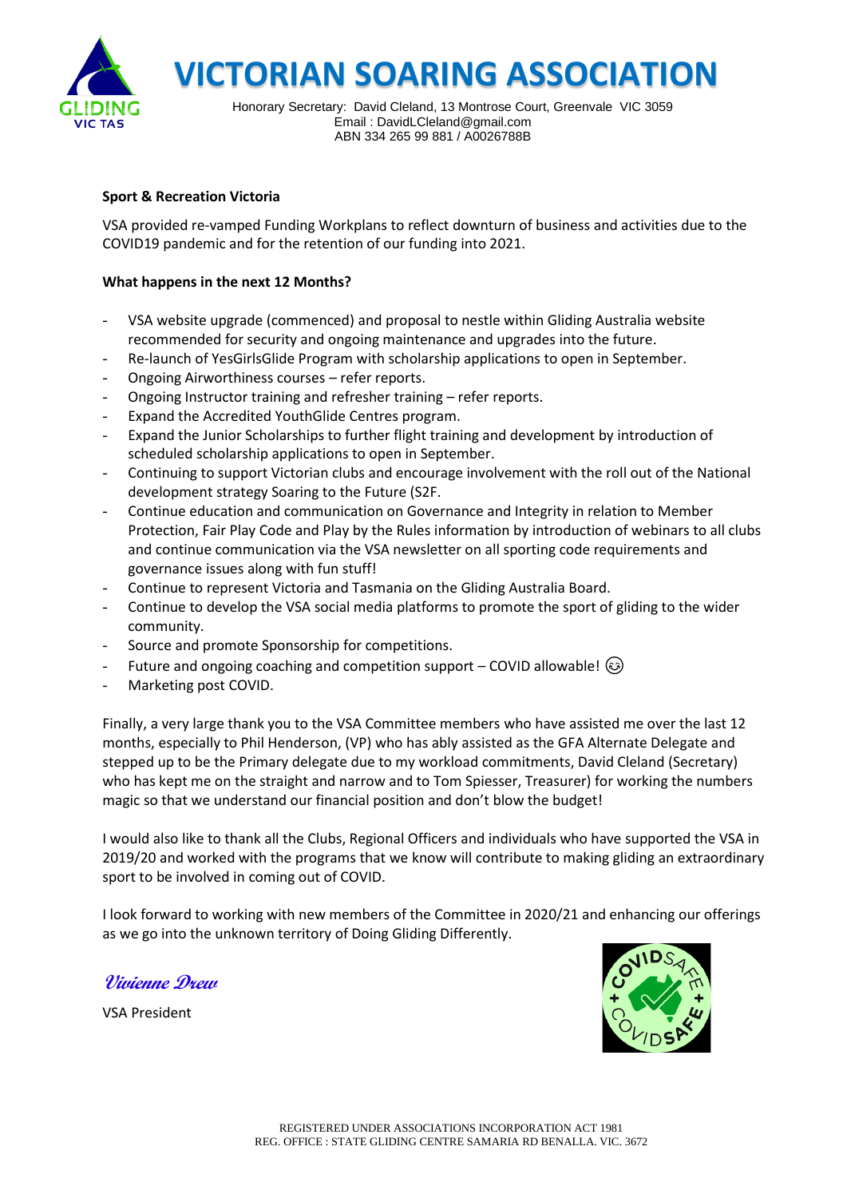# VICTORIAN SOARING ASSOCIATION

Honorary Secretary: David Cleland, 13 Montrose Court, Greenvale VIC 3059
Email : DavidLCleland@gmail.com
ABN 334 265 99 881 / A0026788B

**Sport & Recreation Victoria**

VSA provided re-vamped Funding Workplans to reflect downturn of business and activities due to the COVID19 pandemic and for the retention of our funding into 2021.

**What happens in the next 12 Months?**

- VSA website upgrade (commenced) and proposal to nestle within Gliding Australia website recommended for security and ongoing maintenance and upgrades into the future.
- Re-launch of YesGirlsGlide Program with scholarship applications to open in September.
- Ongoing Airworthiness courses – refer reports.
- Ongoing Instructor training and refresher training – refer reports.
- Expand the Accredited YouthGlide Centres program.
- Expand the Junior Scholarships to further flight training and development by introduction of scheduled scholarship applications to open in September.
- Continuing to support Victorian clubs and encourage involvement with the roll out of the National development strategy Soaring to the Future (S2F.
- Continue education and communication on Governance and Integrity in relation to Member Protection, Fair Play Code and Play by the Rules information by introduction of webinars to all clubs and continue communication via the VSA newsletter on all sporting code requirements and governance issues along with fun stuff!
- Continue to represent Victoria and Tasmania on the Gliding Australia Board.
- Continue to develop the VSA social media platforms to promote the sport of gliding to the wider community.
- Source and promote Sponsorship for competitions.
- Future and ongoing coaching and competition support – COVID allowable! 😉
- Marketing post COVID.

Finally, a very large thank you to the VSA Committee members who have assisted me over the last 12 months, especially to Phil Henderson, (VP) who has ably assisted as the GFA Alternate Delegate and stepped up to be the Primary delegate due to my workload commitments, David Cleland (Secretary) who has kept me on the straight and narrow and to Tom Spiesser, Treasurer) for working the numbers magic so that we understand our financial position and don't blow the budget!

I would also like to thank all the Clubs, Regional Officers and individuals who have supported the VSA in 2019/20 and worked with the programs that we know will contribute to making gliding an extraordinary sport to be involved in coming out of COVID.

I look forward to working with new members of the Committee in 2020/21 and enhancing our offerings as we go into the unknown territory of Doing Gliding Differently.

*Vivienne Drew*

VSA President

REGISTERED UNDER ASSOCIATIONS INCORPORATION ACT 1981
REG. OFFICE : STATE GLIDING CENTRE SAMARIA RD BENALLA. VIC. 3672